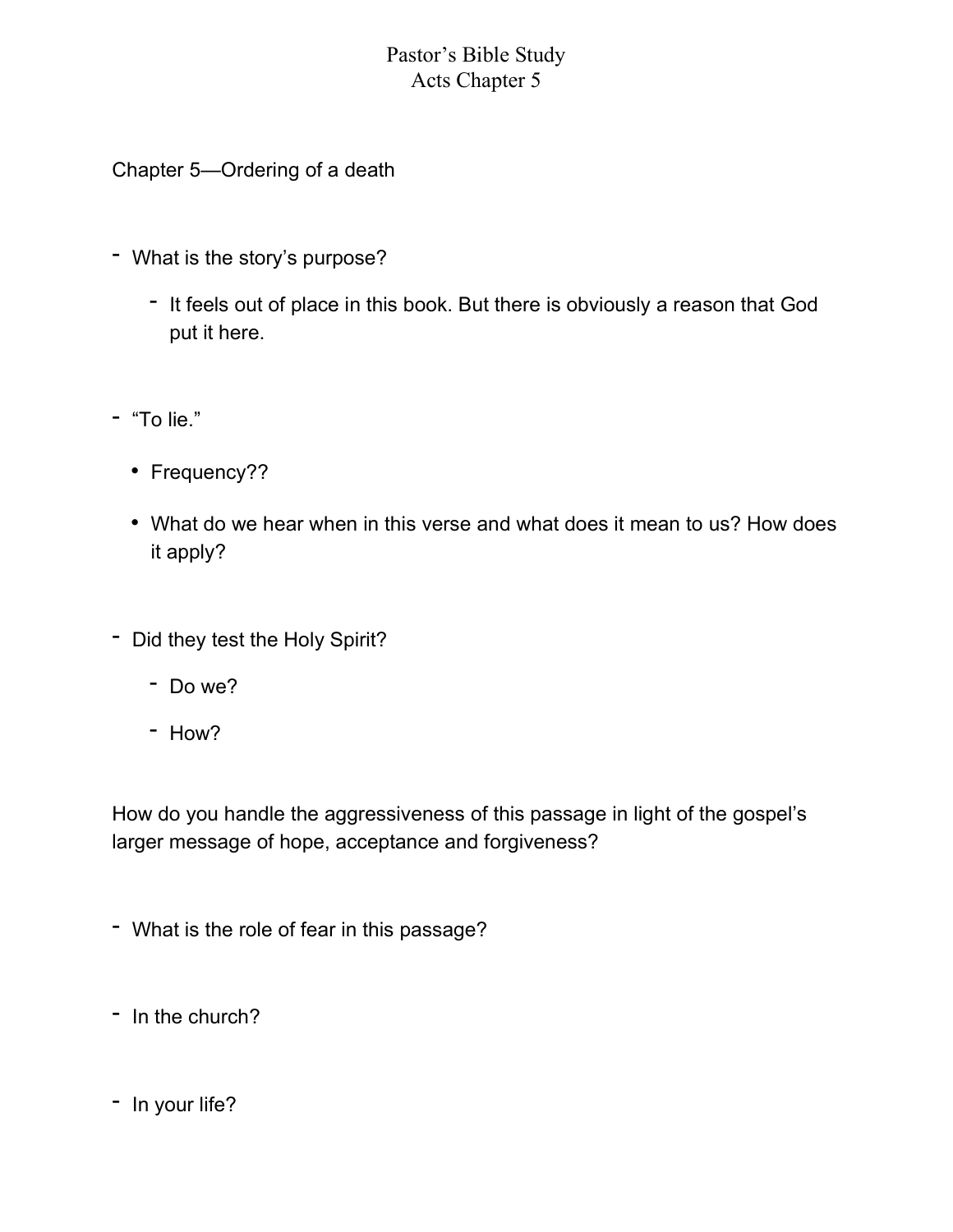# Pastor's Bible Study
## Acts Chapter 5

Chapter 5—Ordering of a death

- What is the story's purpose?
  - It feels out of place in this book. But there is obviously a reason that God put it here.

- "To lie."
  - Frequency??
  - What do we hear when in this verse and what does it mean to us? How does it apply?

- Did they test the Holy Spirit?
  - Do we?
  - How?

How do you handle the aggressiveness of this passage in light of the gospel's larger message of hope, acceptance and forgiveness?

- What is the role of fear in this passage?

- In the church?

- In your life?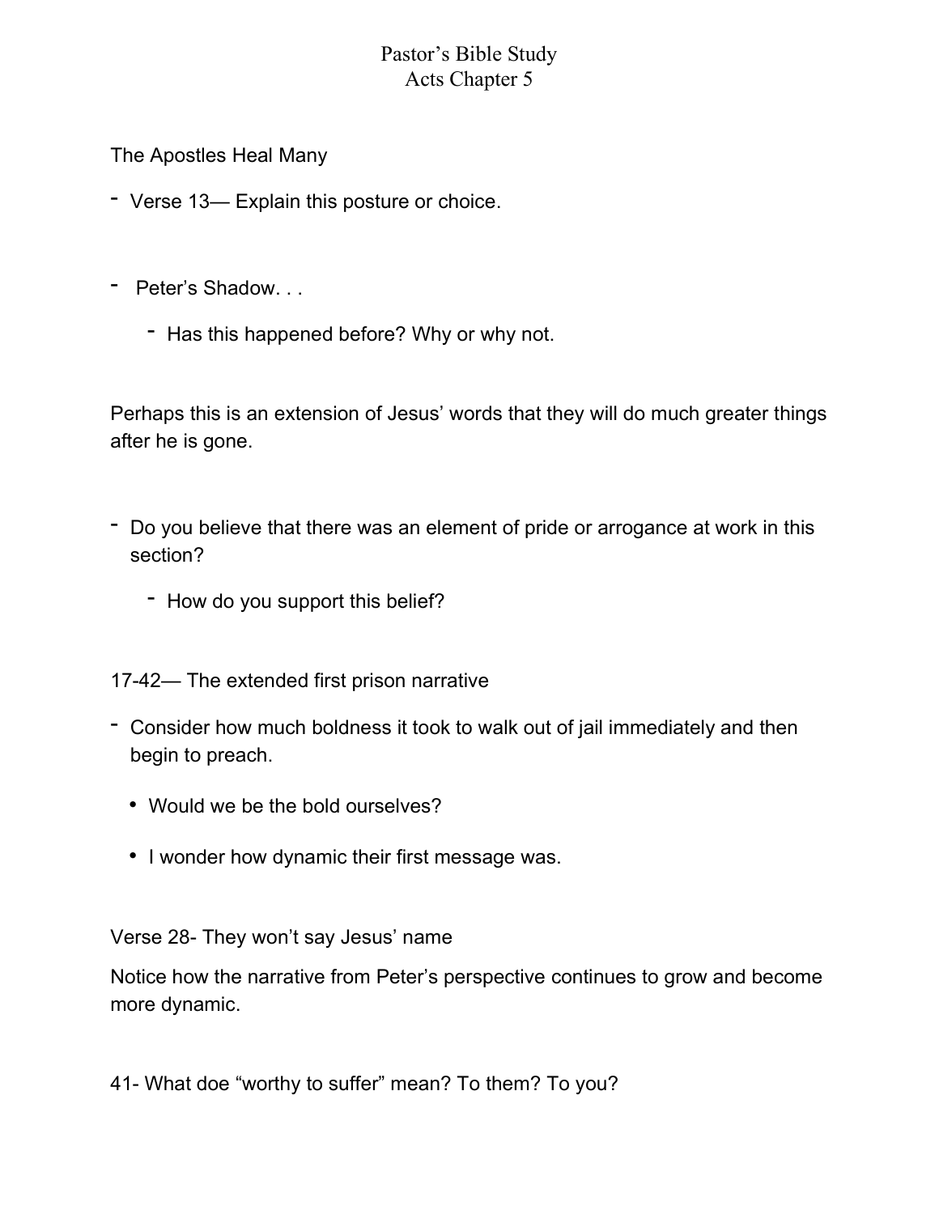# Pastor's Bible Study
## Acts Chapter 5

The Apostles Heal Many

- Verse 13— Explain this posture or choice.

- Peter's Shadow. . .
  - Has this happened before? Why or why not.

Perhaps this is an extension of Jesus' words that they will do much greater things after he is gone.

- Do you believe that there was an element of pride or arrogance at work in this section?
  - How do you support this belief?

17-42— The extended first prison narrative

- Consider how much boldness it took to walk out of jail immediately and then begin to preach.
  - Would we be the bold ourselves?
  - I wonder how dynamic their first message was.

Verse 28- They won't say Jesus' name

Notice how the narrative from Peter's perspective continues to grow and become more dynamic.

41- What doe "worthy to suffer" mean? To them? To you?